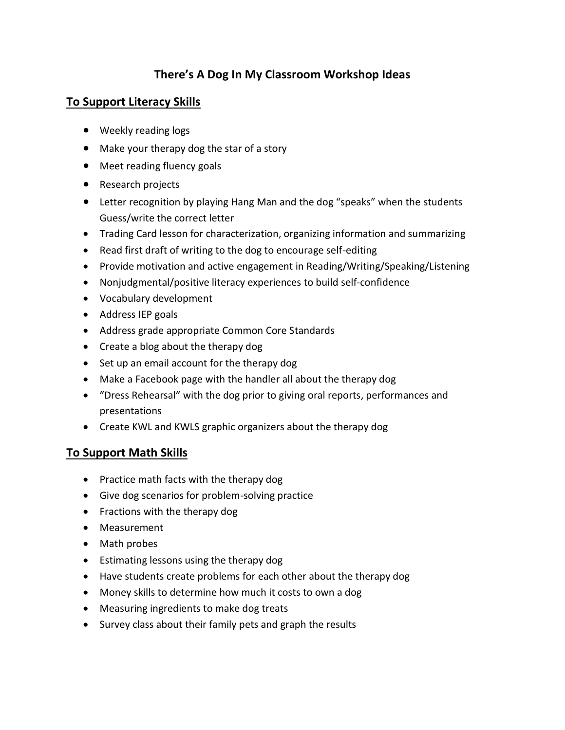# There's A Dog In My Classroom Workshop Ideas

## To Support Literacy Skills

- Weekly reading logs
- Make your therapy dog the star of a story
- Meet reading fluency goals
- Research projects
- Letter recognition by playing Hang Man and the dog "speaks" when the students Guess/write the correct letter
- Trading Card lesson for characterization, organizing information and summarizing
- Read first draft of writing to the dog to encourage self-editing
- Provide motivation and active engagement in Reading/Writing/Speaking/Listening
- Nonjudgmental/positive literacy experiences to build self-confidence
- Vocabulary development
- Address IEP goals
- Address grade appropriate Common Core Standards
- Create a blog about the therapy dog
- Set up an email account for the therapy dog
- Make a Facebook page with the handler all about the therapy dog
- "Dress Rehearsal" with the dog prior to giving oral reports, performances and presentations
- Create KWL and KWLS graphic organizers about the therapy dog

## To Support Math Skills

- Practice math facts with the therapy dog
- Give dog scenarios for problem-solving practice
- Fractions with the therapy dog
- Measurement
- Math probes
- Estimating lessons using the therapy dog
- Have students create problems for each other about the therapy dog
- Money skills to determine how much it costs to own a dog
- Measuring ingredients to make dog treats
- Survey class about their family pets and graph the results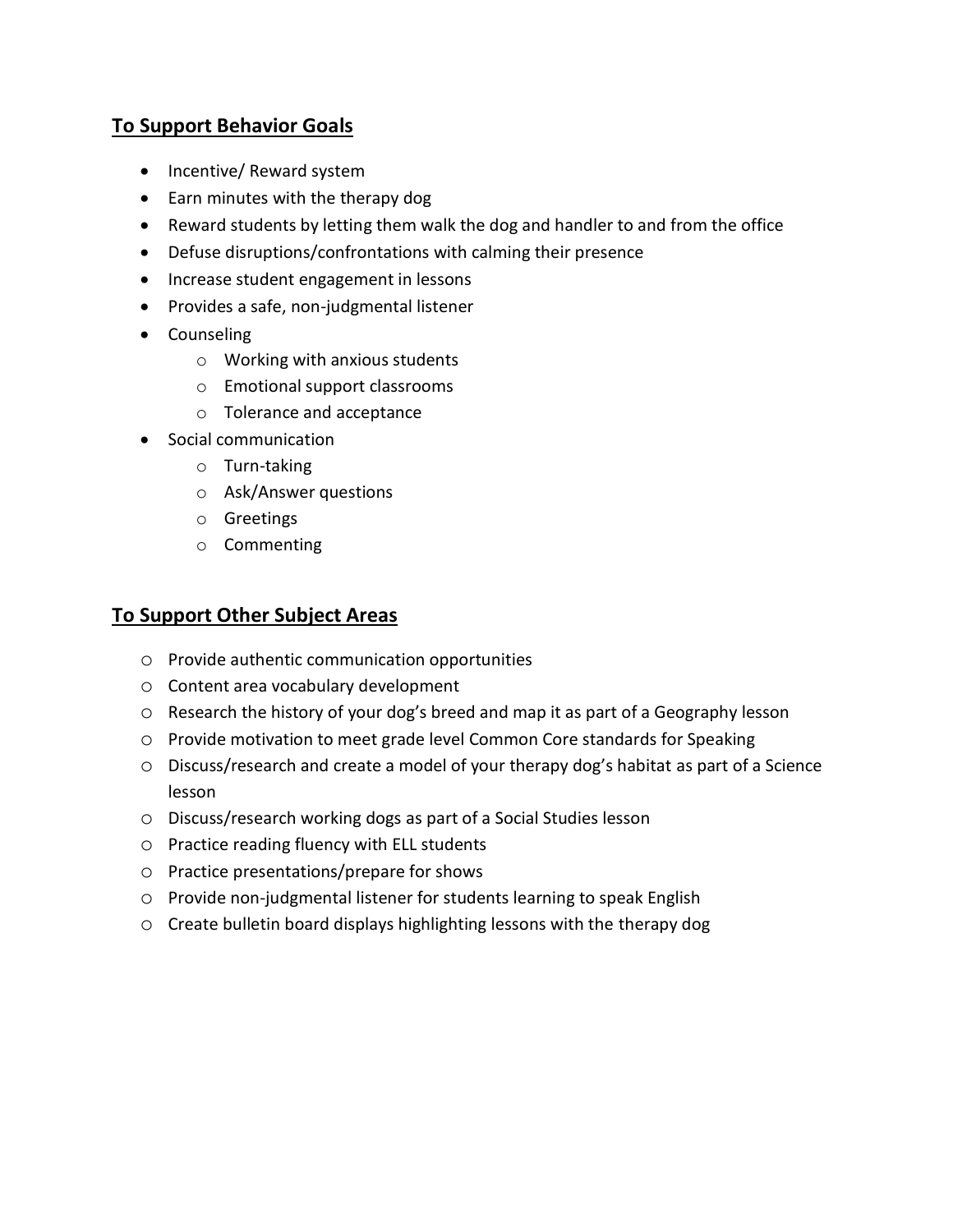## To Support Behavior Goals

- Incentive/ Reward system
- Earn minutes with the therapy dog
- Reward students by letting them walk the dog and handler to and from the office
- Defuse disruptions/confrontations with calming their presence
- Increase student engagement in lessons
- Provides a safe, non-judgmental listener
- Counseling
  - Working with anxious students
  - Emotional support classrooms
  - Tolerance and acceptance
- Social communication
  - Turn-taking
  - Ask/Answer questions
  - Greetings
  - Commenting

## To Support Other Subject Areas

- Provide authentic communication opportunities
- Content area vocabulary development
- Research the history of your dog's breed and map it as part of a Geography lesson
- Provide motivation to meet grade level Common Core standards for Speaking
- Discuss/research and create a model of your therapy dog's habitat as part of a Science lesson
- Discuss/research working dogs as part of a Social Studies lesson
- Practice reading fluency with ELL students
- Practice presentations/prepare for shows
- Provide non-judgmental listener for students learning to speak English
- Create bulletin board displays highlighting lessons with the therapy dog